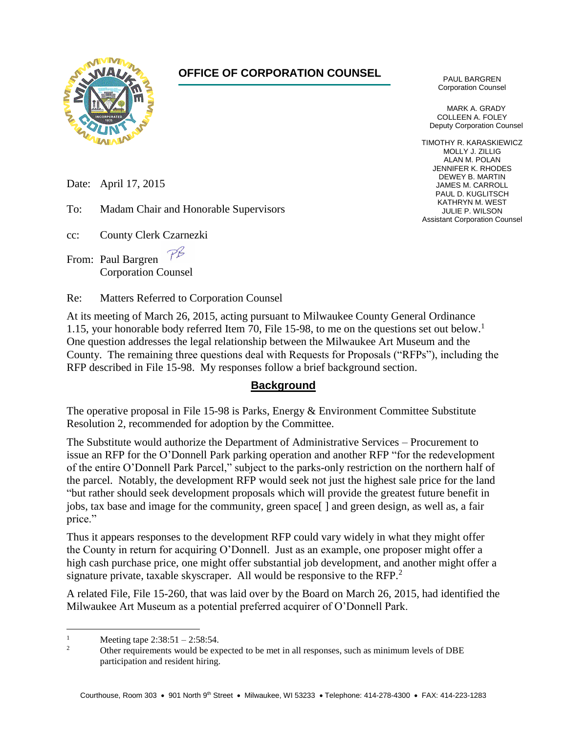## OFFICE OF CORPORATION COUNSEL

PAUL BARGREN
Corporation Counsel

MARK A. GRADY
COLLEEN A. FOLEY
Deputy Corporation Counsel

TIMOTHY R. KARASKIEWICZ
MOLLY J. ZILLIG
ALAN M. POLAN
JENNIFER K. RHODES
DEWEY B. MARTIN
JAMES M. CARROLL
PAUL D. KUGLITSCH
KATHRYN M. WEST
JULIE P. WILSON
Assistant Corporation Counsel

Date: April 17, 2015

To: Madam Chair and Honorable Supervisors

cc: County Clerk Czarnezki

From: Paul Bargren PB
Corporation Counsel

Re: Matters Referred to Corporation Counsel

At its meeting of March 26, 2015, acting pursuant to Milwaukee County General Ordinance 1.15, your honorable body referred Item 70, File 15-98, to me on the questions set out below.[1] One question addresses the legal relationship between the Milwaukee Art Museum and the County. The remaining three questions deal with Requests for Proposals ("RFPs"), including the RFP described in File 15-98. My responses follow a brief background section.

### Background

The operative proposal in File 15-98 is Parks, Energy & Environment Committee Substitute Resolution 2, recommended for adoption by the Committee.

The Substitute would authorize the Department of Administrative Services – Procurement to issue an RFP for the O'Donnell Park parking operation and another RFP "for the redevelopment of the entire O'Donnell Park Parcel," subject to the parks-only restriction on the northern half of the parcel. Notably, the development RFP would seek not just the highest sale price for the land "but rather should seek development proposals which will provide the greatest future benefit in jobs, tax base and image for the community, green space[ ] and green design, as well as, a fair price."

Thus it appears responses to the development RFP could vary widely in what they might offer the County in return for acquiring O'Donnell. Just as an example, one proposer might offer a high cash purchase price, one might offer substantial job development, and another might offer a signature private, taxable skyscraper. All would be responsive to the RFP.[2]

A related File, File 15-260, that was laid over by the Board on March 26, 2015, had identified the Milwaukee Art Museum as a potential preferred acquirer of O'Donnell Park.

---

[1] Meeting tape 2:38:51 – 2:58:54.

[2] Other requirements would be expected to be met in all responses, such as minimum levels of DBE participation and resident hiring.

Courthouse, Room 303 • 901 North 9th Street • Milwaukee, WI 53233 • Telephone: 414-278-4300 • FAX: 414-223-1283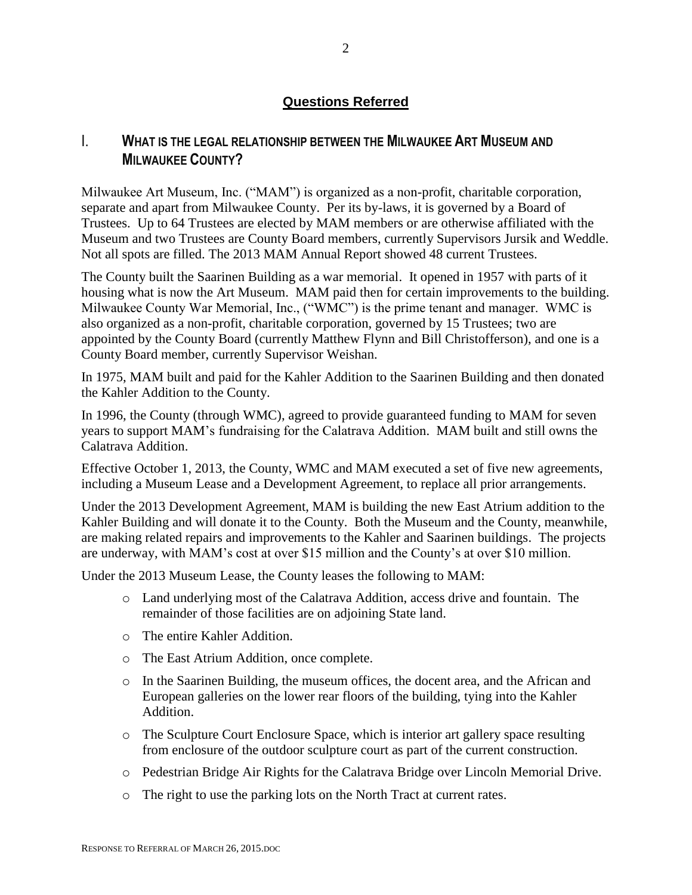## Questions Referred

### I. WHAT IS THE LEGAL RELATIONSHIP BETWEEN THE MILWAUKEE ART MUSEUM AND MILWAUKEE COUNTY?

Milwaukee Art Museum, Inc. ("MAM") is organized as a non-profit, charitable corporation, separate and apart from Milwaukee County. Per its by-laws, it is governed by a Board of Trustees. Up to 64 Trustees are elected by MAM members or are otherwise affiliated with the Museum and two Trustees are County Board members, currently Supervisors Jursik and Weddle. Not all spots are filled. The 2013 MAM Annual Report showed 48 current Trustees.

The County built the Saarinen Building as a war memorial. It opened in 1957 with parts of it housing what is now the Art Museum. MAM paid then for certain improvements to the building. Milwaukee County War Memorial, Inc., ("WMC") is the prime tenant and manager. WMC is also organized as a non-profit, charitable corporation, governed by 15 Trustees; two are appointed by the County Board (currently Matthew Flynn and Bill Christofferson), and one is a County Board member, currently Supervisor Weishan.

In 1975, MAM built and paid for the Kahler Addition to the Saarinen Building and then donated the Kahler Addition to the County.

In 1996, the County (through WMC), agreed to provide guaranteed funding to MAM for seven years to support MAM's fundraising for the Calatrava Addition. MAM built and still owns the Calatrava Addition.

Effective October 1, 2013, the County, WMC and MAM executed a set of five new agreements, including a Museum Lease and a Development Agreement, to replace all prior arrangements.

Under the 2013 Development Agreement, MAM is building the new East Atrium addition to the Kahler Building and will donate it to the County. Both the Museum and the County, meanwhile, are making related repairs and improvements to the Kahler and Saarinen buildings. The projects are underway, with MAM's cost at over $15 million and the County's at over $10 million.

Under the 2013 Museum Lease, the County leases the following to MAM:

- Land underlying most of the Calatrava Addition, access drive and fountain. The remainder of those facilities are on adjoining State land.
- The entire Kahler Addition.
- The East Atrium Addition, once complete.
- In the Saarinen Building, the museum offices, the docent area, and the African and European galleries on the lower rear floors of the building, tying into the Kahler Addition.
- The Sculpture Court Enclosure Space, which is interior art gallery space resulting from enclosure of the outdoor sculpture court as part of the current construction.
- Pedestrian Bridge Air Rights for the Calatrava Bridge over Lincoln Memorial Drive.
- The right to use the parking lots on the North Tract at current rates.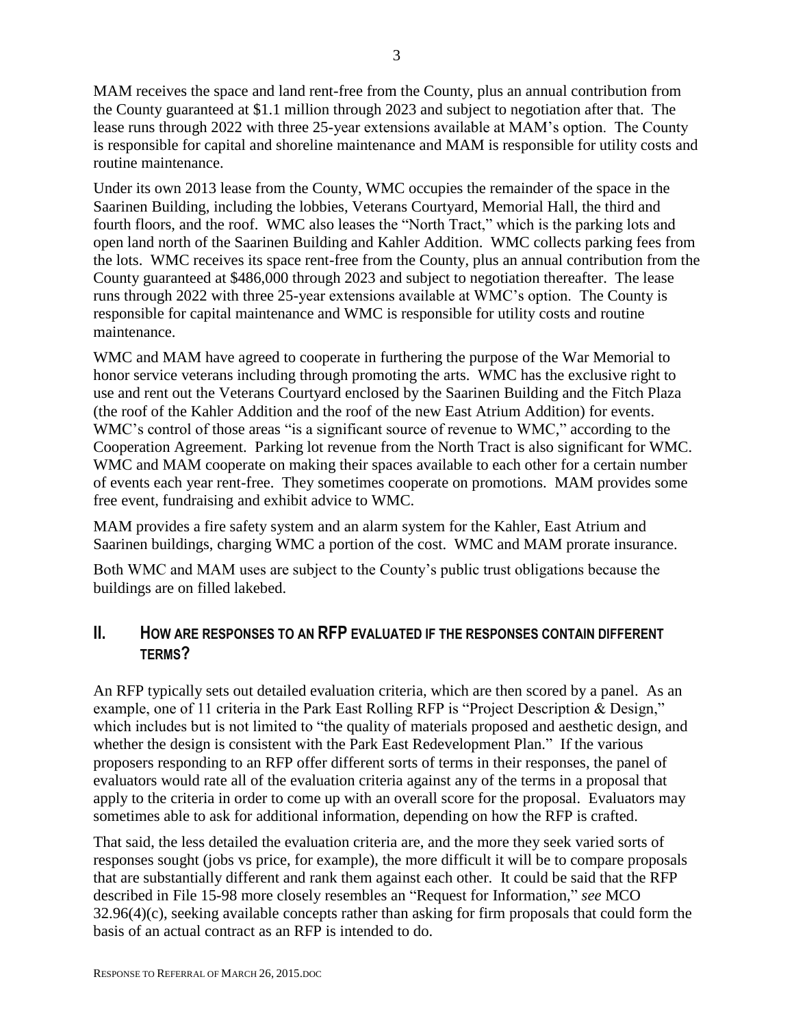MAM receives the space and land rent-free from the County, plus an annual contribution from the County guaranteed at $1.1 million through 2023 and subject to negotiation after that. The lease runs through 2022 with three 25-year extensions available at MAM's option. The County is responsible for capital and shoreline maintenance and MAM is responsible for utility costs and routine maintenance.

Under its own 2013 lease from the County, WMC occupies the remainder of the space in the Saarinen Building, including the lobbies, Veterans Courtyard, Memorial Hall, the third and fourth floors, and the roof. WMC also leases the "North Tract," which is the parking lots and open land north of the Saarinen Building and Kahler Addition. WMC collects parking fees from the lots. WMC receives its space rent-free from the County, plus an annual contribution from the County guaranteed at $486,000 through 2023 and subject to negotiation thereafter. The lease runs through 2022 with three 25-year extensions available at WMC's option. The County is responsible for capital maintenance and WMC is responsible for utility costs and routine maintenance.

WMC and MAM have agreed to cooperate in furthering the purpose of the War Memorial to honor service veterans including through promoting the arts. WMC has the exclusive right to use and rent out the Veterans Courtyard enclosed by the Saarinen Building and the Fitch Plaza (the roof of the Kahler Addition and the roof of the new East Atrium Addition) for events. WMC's control of those areas "is a significant source of revenue to WMC," according to the Cooperation Agreement. Parking lot revenue from the North Tract is also significant for WMC. WMC and MAM cooperate on making their spaces available to each other for a certain number of events each year rent-free. They sometimes cooperate on promotions. MAM provides some free event, fundraising and exhibit advice to WMC.

MAM provides a fire safety system and an alarm system for the Kahler, East Atrium and Saarinen buildings, charging WMC a portion of the cost. WMC and MAM prorate insurance.

Both WMC and MAM uses are subject to the County's public trust obligations because the buildings are on filled lakebed.

## II. How are responses to an RFP evaluated if the responses contain different terms?

An RFP typically sets out detailed evaluation criteria, which are then scored by a panel. As an example, one of 11 criteria in the Park East Rolling RFP is "Project Description & Design," which includes but is not limited to "the quality of materials proposed and aesthetic design, and whether the design is consistent with the Park East Redevelopment Plan." If the various proposers responding to an RFP offer different sorts of terms in their responses, the panel of evaluators would rate all of the evaluation criteria against any of the terms in a proposal that apply to the criteria in order to come up with an overall score for the proposal. Evaluators may sometimes able to ask for additional information, depending on how the RFP is crafted.

That said, the less detailed the evaluation criteria are, and the more they seek varied sorts of responses sought (jobs vs price, for example), the more difficult it will be to compare proposals that are substantially different and rank them against each other. It could be said that the RFP described in File 15-98 more closely resembles an "Request for Information," *see* MCO 32.96(4)(c), seeking available concepts rather than asking for firm proposals that could form the basis of an actual contract as an RFP is intended to do.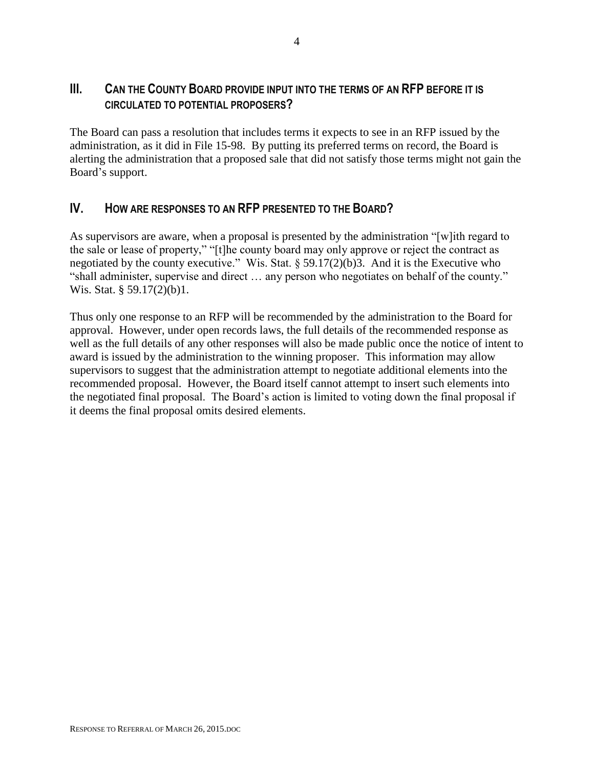## III. Can the County Board provide input into the terms of an RFP before it is circulated to potential proposers?

The Board can pass a resolution that includes terms it expects to see in an RFP issued by the administration, as it did in File 15-98. By putting its preferred terms on record, the Board is alerting the administration that a proposed sale that did not satisfy those terms might not gain the Board's support.

## IV. How are responses to an RFP presented to the Board?

As supervisors are aware, when a proposal is presented by the administration "[w]ith regard to the sale or lease of property," "[t]he county board may only approve or reject the contract as negotiated by the county executive." Wis. Stat. § 59.17(2)(b)3. And it is the Executive who "shall administer, supervise and direct … any person who negotiates on behalf of the county." Wis. Stat. § 59.17(2)(b)1.

Thus only one response to an RFP will be recommended by the administration to the Board for approval. However, under open records laws, the full details of the recommended response as well as the full details of any other responses will also be made public once the notice of intent to award is issued by the administration to the winning proposer. This information may allow supervisors to suggest that the administration attempt to negotiate additional elements into the recommended proposal. However, the Board itself cannot attempt to insert such elements into the negotiated final proposal. The Board's action is limited to voting down the final proposal if it deems the final proposal omits desired elements.